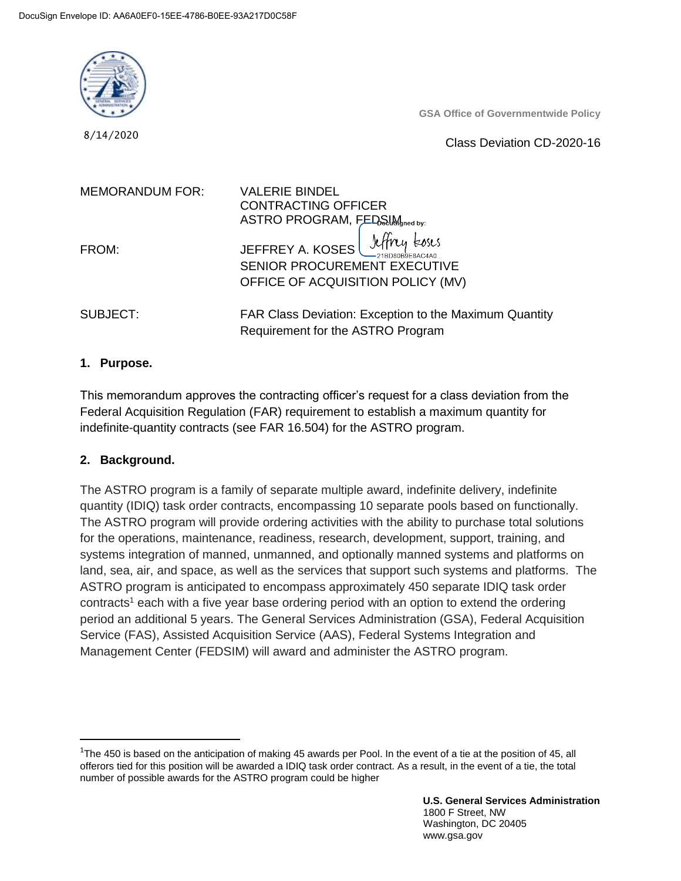DocuSign Envelope ID: AA6A0EF0-15EE-4786-B0EE-93A217D0C58F

GSA Office of Governmentwide Policy

8/14/2020

Class Deviation CD-2020-16

MEMORANDUM FOR: VALERIE BINDEL
CONTRACTING OFFICER
ASTRO PROGRAM, FEDSIM

FROM: JEFFREY A. KOSES
SENIOR PROCUREMENT EXECUTIVE
OFFICE OF ACQUISITION POLICY (MV)

DocuSigned by: Jeffrey Koses
21BD80B9E8AC4A0...

SUBJECT: FAR Class Deviation: Exception to the Maximum Quantity Requirement for the ASTRO Program

## 1. Purpose.

This memorandum approves the contracting officer's request for a class deviation from the Federal Acquisition Regulation (FAR) requirement to establish a maximum quantity for indefinite-quantity contracts (see FAR 16.504) for the ASTRO program.

## 2. Background.

The ASTRO program is a family of separate multiple award, indefinite delivery, indefinite quantity (IDIQ) task order contracts, encompassing 10 separate pools based on functionally. The ASTRO program will provide ordering activities with the ability to purchase total solutions for the operations, maintenance, readiness, research, development, support, training, and systems integration of manned, unmanned, and optionally manned systems and platforms on land, sea, air, and space, as well as the services that support such systems and platforms. The ASTRO program is anticipated to encompass approximately 450 separate IDIQ task order contracts[1] each with a five year base ordering period with an option to extend the ordering period an additional 5 years. The General Services Administration (GSA), Federal Acquisition Service (FAS), Assisted Acquisition Service (AAS), Federal Systems Integration and Management Center (FEDSIM) will award and administer the ASTRO program.

[1]The 450 is based on the anticipation of making 45 awards per Pool. In the event of a tie at the position of 45, all offerors tied for this position will be awarded a IDIQ task order contract. As a result, in the event of a tie, the total number of possible awards for the ASTRO program could be higher

**U.S. General Services Administration**
1800 F Street, NW
Washington, DC 20405
www.gsa.gov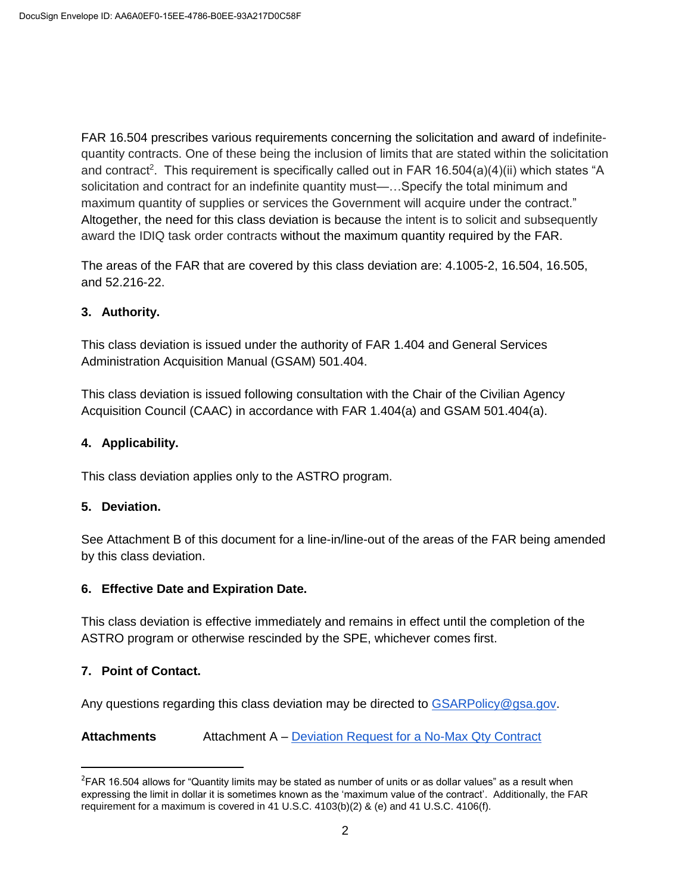FAR 16.504 prescribes various requirements concerning the solicitation and award of indefinite-quantity contracts. One of these being the inclusion of limits that are stated within the solicitation and contract[2]. This requirement is specifically called out in FAR 16.504(a)(4)(ii) which states "A solicitation and contract for an indefinite quantity must—…Specify the total minimum and maximum quantity of supplies or services the Government will acquire under the contract." Altogether, the need for this class deviation is because the intent is to solicit and subsequently award the IDIQ task order contracts without the maximum quantity required by the FAR.

The areas of the FAR that are covered by this class deviation are: 4.1005-2, 16.504, 16.505, and 52.216-22.

## 3. Authority.

This class deviation is issued under the authority of FAR 1.404 and General Services Administration Acquisition Manual (GSAM) 501.404.

This class deviation is issued following consultation with the Chair of the Civilian Agency Acquisition Council (CAAC) in accordance with FAR 1.404(a) and GSAM 501.404(a).

## 4. Applicability.

This class deviation applies only to the ASTRO program.

## 5. Deviation.

See Attachment B of this document for a line-in/line-out of the areas of the FAR being amended by this class deviation.

## 6. Effective Date and Expiration Date.

This class deviation is effective immediately and remains in effect until the completion of the ASTRO program or otherwise rescinded by the SPE, whichever comes first.

## 7. Point of Contact.

Any questions regarding this class deviation may be directed to GSARPolicy@gsa.gov.

**Attachments** Attachment A – Deviation Request for a No-Max Qty Contract

---

[2]FAR 16.504 allows for "Quantity limits may be stated as number of units or as dollar values" as a result when expressing the limit in dollar it is sometimes known as the 'maximum value of the contract'. Additionally, the FAR requirement for a maximum is covered in 41 U.S.C. 4103(b)(2) & (e) and 41 U.S.C. 4106(f).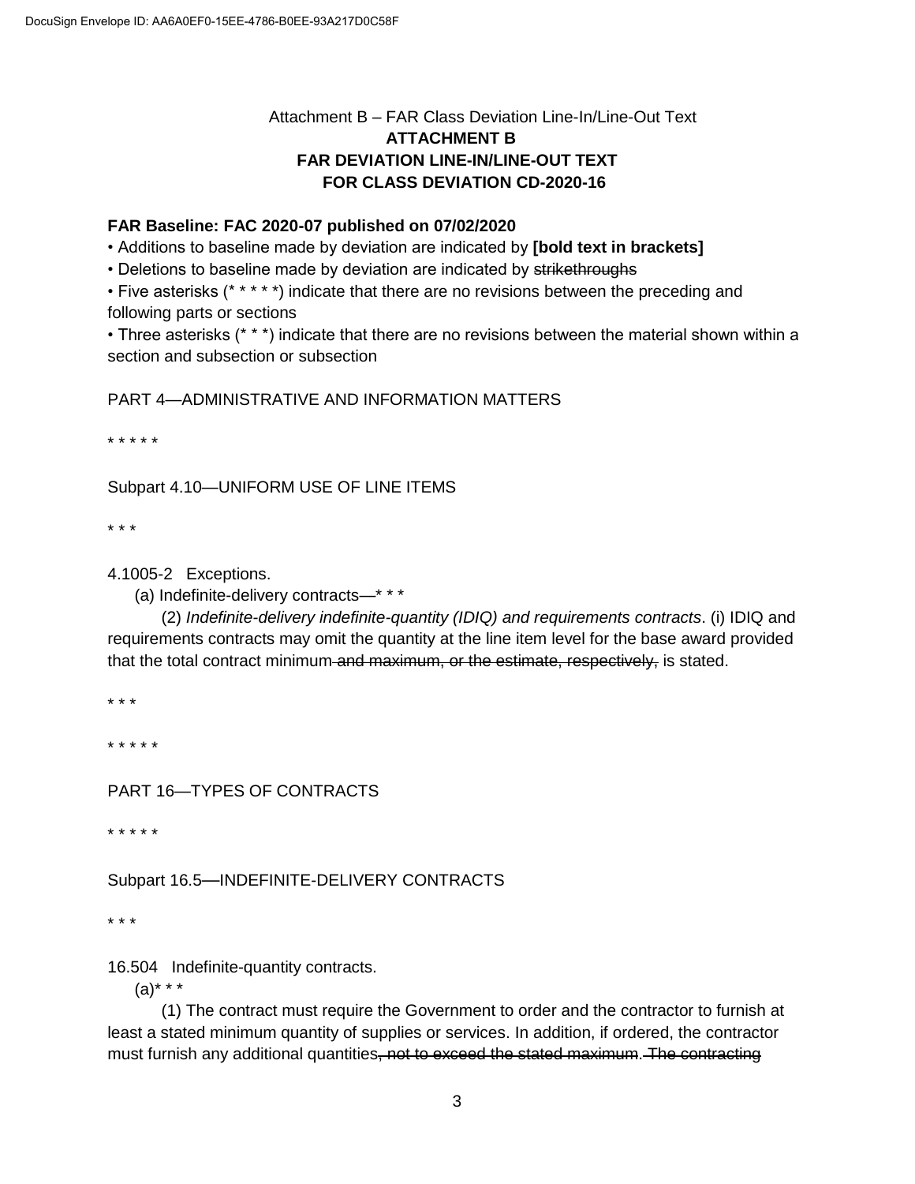Attachment B – FAR Class Deviation Line-In/Line-Out Text

**ATTACHMENT B**
**FAR DEVIATION LINE-IN/LINE-OUT TEXT**
**FOR CLASS DEVIATION CD-2020-16**

**FAR Baseline: FAC 2020-07 published on 07/02/2020**

- Additions to baseline made by deviation are indicated by **[bold text in brackets]**
- Deletions to baseline made by deviation are indicated by ~~strikethroughs~~
- Five asterisks (* * * * *) indicate that there are no revisions between the preceding and following parts or sections
- Three asterisks (* * *) indicate that there are no revisions between the material shown within a section and subsection or subsection

PART 4—ADMINISTRATIVE AND INFORMATION MATTERS

* * * * *

Subpart 4.10—UNIFORM USE OF LINE ITEMS

* * *

4.1005-2 Exceptions.

(a) Indefinite-delivery contracts—* * *

(2) *Indefinite-delivery indefinite-quantity (IDIQ) and requirements contracts*. (i) IDIQ and requirements contracts may omit the quantity at the line item level for the base award provided that the total contract minimum~~ and maximum, or the estimate, respectively,~~ is stated.

* * *

* * * * *

PART 16—TYPES OF CONTRACTS

* * * * *

Subpart 16.5—INDEFINITE-DELIVERY CONTRACTS

* * *

16.504 Indefinite-quantity contracts.

(a)* * *

(1) The contract must require the Government to order and the contractor to furnish at least a stated minimum quantity of supplies or services. In addition, if ordered, the contractor must furnish any additional quantities~~, not to exceed the stated maximum~~. ~~The contracting~~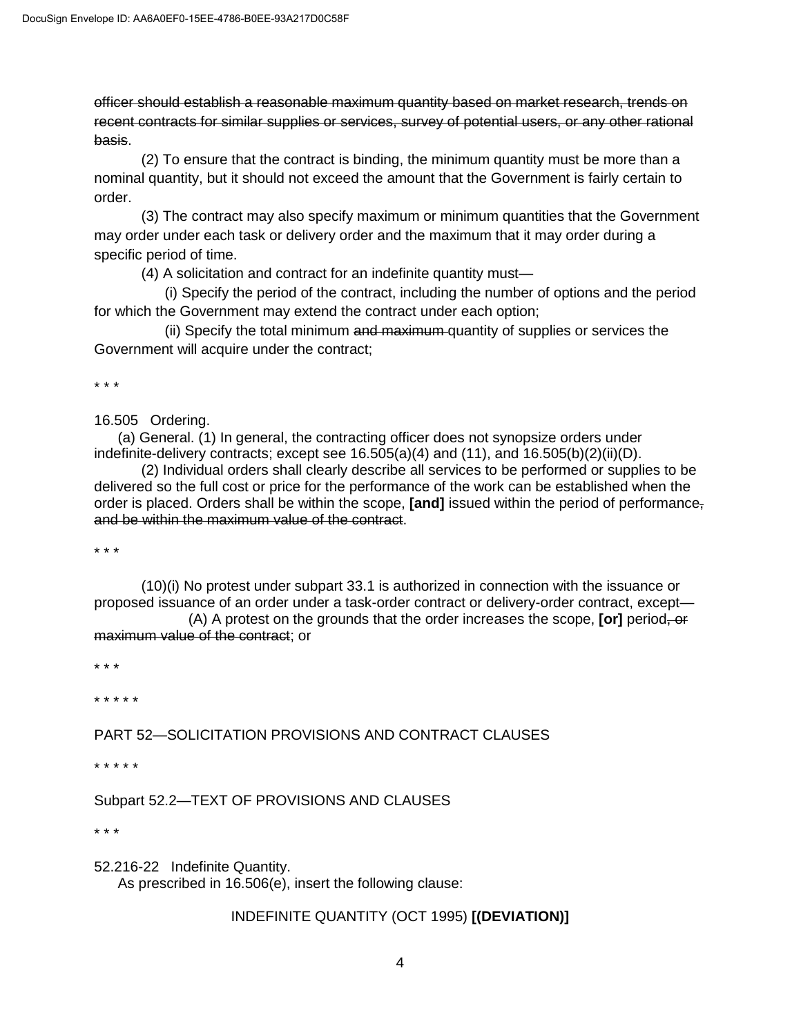~~officer should establish a reasonable maximum quantity based on market research, trends on recent contracts for similar supplies or services, survey of potential users, or any other rational basis~~.

(2) To ensure that the contract is binding, the minimum quantity must be more than a nominal quantity, but it should not exceed the amount that the Government is fairly certain to order.

(3) The contract may also specify maximum or minimum quantities that the Government may order under each task or delivery order and the maximum that it may order during a specific period of time.

(4) A solicitation and contract for an indefinite quantity must—

(i) Specify the period of the contract, including the number of options and the period for which the Government may extend the contract under each option;

(ii) Specify the total minimum ~~and maximum~~ quantity of supplies or services the Government will acquire under the contract;

\* \* \*

16.505 Ordering.

(a) General. (1) In general, the contracting officer does not synopsize orders under indefinite-delivery contracts; except see 16.505(a)(4) and (11), and 16.505(b)(2)(ii)(D).

(2) Individual orders shall clearly describe all services to be performed or supplies to be delivered so the full cost or price for the performance of the work can be established when the order is placed. Orders shall be within the scope, **[and]** issued within the period of performance~~, and be within the maximum value of the contract~~.

\* \* \*

(10)(i) No protest under subpart 33.1 is authorized in connection with the issuance or proposed issuance of an order under a task-order contract or delivery-order contract, except—

(A) A protest on the grounds that the order increases the scope, **[or]** period~~, or maximum value of the contract~~; or

\* \* \*

\* \* \* \* \*

PART 52—SOLICITATION PROVISIONS AND CONTRACT CLAUSES

\* \* \* \* \*

Subpart 52.2—TEXT OF PROVISIONS AND CLAUSES

\* \* \*

52.216-22 Indefinite Quantity.

As prescribed in 16.506(e), insert the following clause:

INDEFINITE QUANTITY (OCT 1995) **[(DEVIATION)]**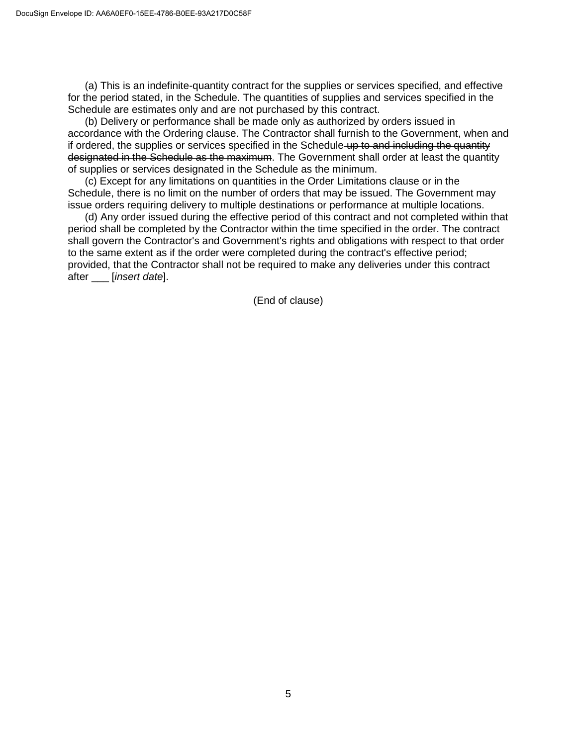(a) This is an indefinite-quantity contract for the supplies or services specified, and effective for the period stated, in the Schedule. The quantities of supplies and services specified in the Schedule are estimates only and are not purchased by this contract.

(b) Delivery or performance shall be made only as authorized by orders issued in accordance with the Ordering clause. The Contractor shall furnish to the Government, when and if ordered, the supplies or services specified in the Schedule ~~up to and including the quantity designated in the Schedule as the maximum~~. The Government shall order at least the quantity of supplies or services designated in the Schedule as the minimum.

(c) Except for any limitations on quantities in the Order Limitations clause or in the Schedule, there is no limit on the number of orders that may be issued. The Government may issue orders requiring delivery to multiple destinations or performance at multiple locations.

(d) Any order issued during the effective period of this contract and not completed within that period shall be completed by the Contractor within the time specified in the order. The contract shall govern the Contractor's and Government's rights and obligations with respect to that order to the same extent as if the order were completed during the contract's effective period; provided, that the Contractor shall not be required to make any deliveries under this contract after ___ [*insert date*].

(End of clause)